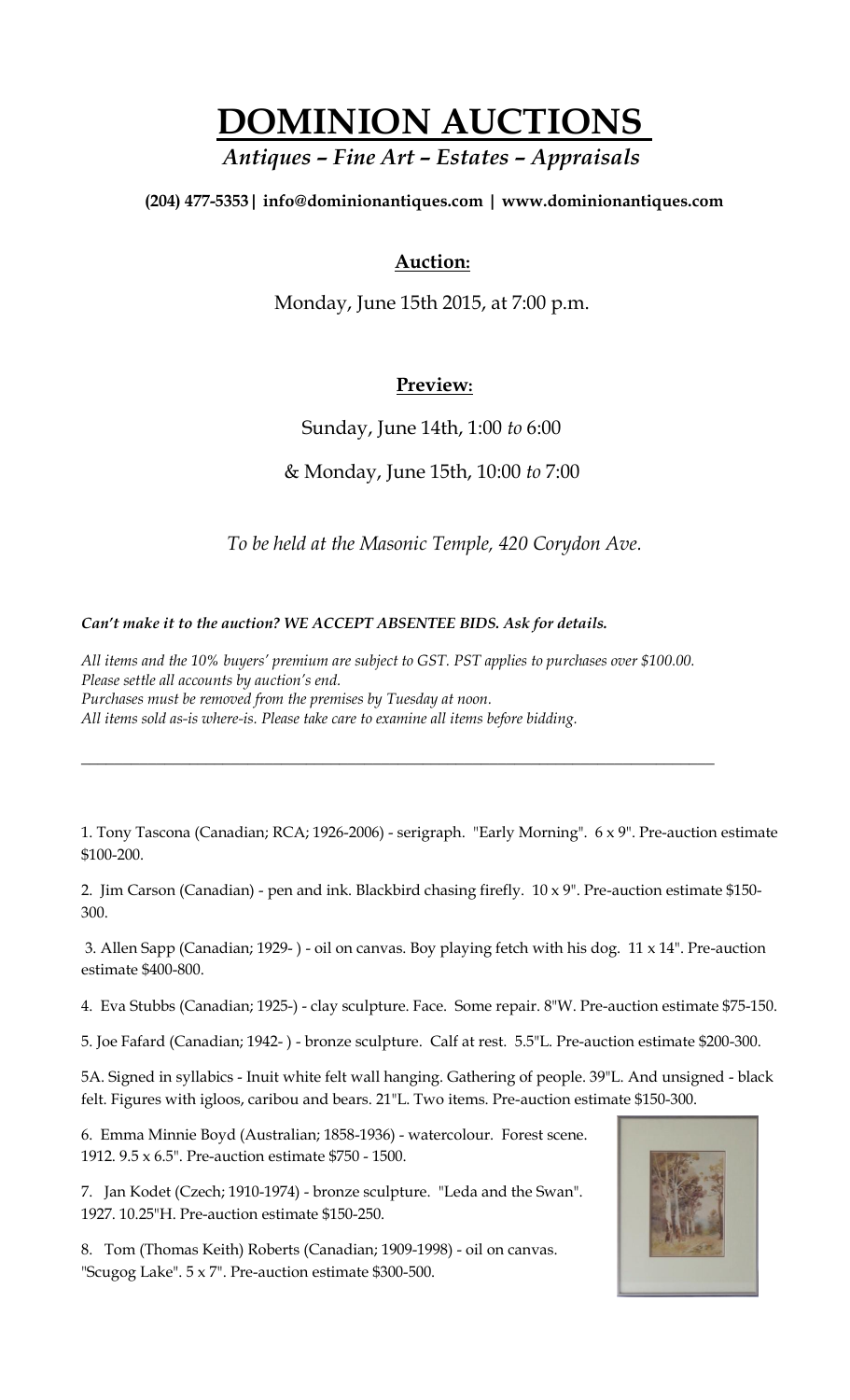# DOMINION AUCTIONS

*Antiques – Fine Art – Estates – Appraisals*

**(204) 477-5353 | info@dominionantiques.com | www.dominionantiques.com**

## Auction:

Monday, June 15th 2015, at 7:00 p.m.

## Preview:

Sunday, June 14th, 1:00 *to* 6:00

& Monday, June 15th, 10:00 *to* 7:00

*To be held at the Masonic Temple, 420 Corydon Ave.*

***Can't make it to the auction? WE ACCEPT ABSENTEE BIDS. Ask for details.***

*All items and the 10% buyers' premium are subject to GST. PST applies to purchases over $100.00.*
*Please settle all accounts by auction's end.*
*Purchases must be removed from the premises by Tuesday at noon.*
*All items sold as-is where-is. Please take care to examine all items before bidding.*

---

1. Tony Tascona (Canadian; RCA; 1926-2006) - serigraph. "Early Morning". 6 x 9". Pre-auction estimate $100-200.

2. Jim Carson (Canadian) - pen and ink. Blackbird chasing firefly. 10 x 9". Pre-auction estimate $150-300.

3. Allen Sapp (Canadian; 1929- ) - oil on canvas. Boy playing fetch with his dog. 11 x 14". Pre-auction estimate $400-800.

4. Eva Stubbs (Canadian; 1925-) - clay sculpture. Face. Some repair. 8"W. Pre-auction estimate $75-150.

5. Joe Fafard (Canadian; 1942- ) - bronze sculpture. Calf at rest. 5.5"L. Pre-auction estimate $200-300.

5A. Signed in syllabics - Inuit white felt wall hanging. Gathering of people. 39"L. And unsigned - black felt. Figures with igloos, caribou and bears. 21"L. Two items. Pre-auction estimate $150-300.

6. Emma Minnie Boyd (Australian; 1858-1936) - watercolour. Forest scene. 1912. 9.5 x 6.5". Pre-auction estimate $750 - 1500.

7. Jan Kodet (Czech; 1910-1974) - bronze sculpture. "Leda and the Swan". 1927. 10.25"H. Pre-auction estimate $150-250.

8. Tom (Thomas Keith) Roberts (Canadian; 1909-1998) - oil on canvas. "Scugog Lake". 5 x 7". Pre-auction estimate $300-500.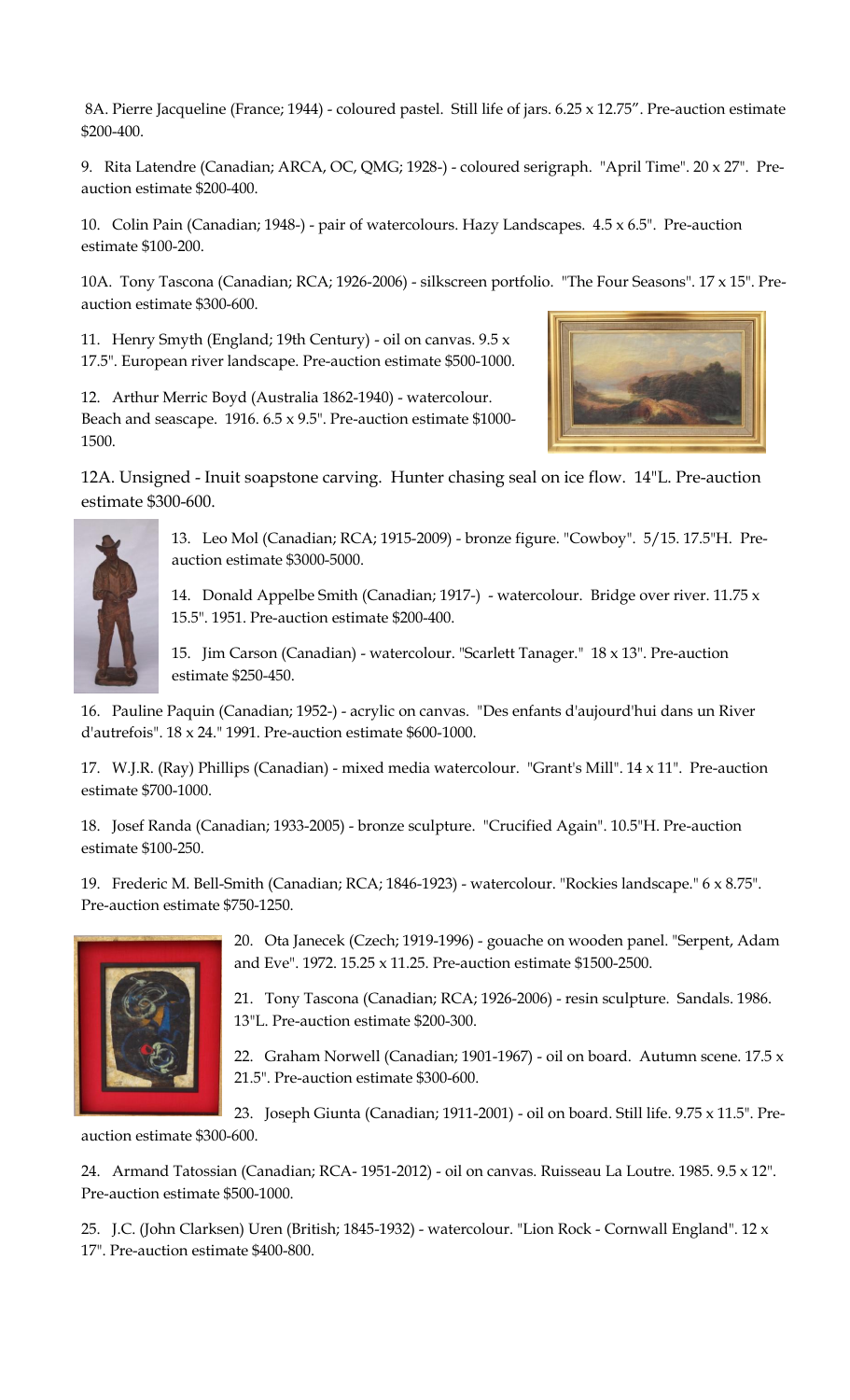8A. Pierre Jacqueline (France; 1944) - coloured pastel. Still life of jars. 6.25 x 12.75". Pre-auction estimate $200-400.

9. Rita Latendre (Canadian; ARCA, OC, QMG; 1928-) - coloured serigraph. "April Time". 20 x 27". Pre-auction estimate $200-400.

10. Colin Pain (Canadian; 1948-) - pair of watercolours. Hazy Landscapes. 4.5 x 6.5". Pre-auction estimate $100-200.

10A. Tony Tascona (Canadian; RCA; 1926-2006) - silkscreen portfolio. "The Four Seasons". 17 x 15". Pre-auction estimate $300-600.

11. Henry Smyth (England; 19th Century) - oil on canvas. 9.5 x 17.5". European river landscape. Pre-auction estimate $500-1000.

12. Arthur Merric Boyd (Australia 1862-1940) - watercolour. Beach and seascape. 1916. 6.5 x 9.5". Pre-auction estimate $1000-1500.

12A. Unsigned - Inuit soapstone carving. Hunter chasing seal on ice flow. 14"L. Pre-auction estimate $300-600.

13. Leo Mol (Canadian; RCA; 1915-2009) - bronze figure. "Cowboy". 5/15. 17.5"H. Pre-auction estimate $3000-5000.

14. Donald Appelbe Smith (Canadian; 1917-) - watercolour. Bridge over river. 11.75 x 15.5". 1951. Pre-auction estimate $200-400.

15. Jim Carson (Canadian) - watercolour. "Scarlett Tanager." 18 x 13". Pre-auction estimate $250-450.

16. Pauline Paquin (Canadian; 1952-) - acrylic on canvas. "Des enfants d'aujourd'hui dans un River d'autrefois". 18 x 24." 1991. Pre-auction estimate $600-1000.

17. W.J.R. (Ray) Phillips (Canadian) - mixed media watercolour. "Grant's Mill". 14 x 11". Pre-auction estimate $700-1000.

18. Josef Randa (Canadian; 1933-2005) - bronze sculpture. "Crucified Again". 10.5"H. Pre-auction estimate $100-250.

19. Frederic M. Bell-Smith (Canadian; RCA; 1846-1923) - watercolour. "Rockies landscape." 6 x 8.75". Pre-auction estimate $750-1250.

20. Ota Janecek (Czech; 1919-1996) - gouache on wooden panel. "Serpent, Adam and Eve". 1972. 15.25 x 11.25. Pre-auction estimate $1500-2500.

21. Tony Tascona (Canadian; RCA; 1926-2006) - resin sculpture. Sandals. 1986. 13"L. Pre-auction estimate $200-300.

22. Graham Norwell (Canadian; 1901-1967) - oil on board. Autumn scene. 17.5 x 21.5". Pre-auction estimate $300-600.

23. Joseph Giunta (Canadian; 1911-2001) - oil on board. Still life. 9.75 x 11.5". Pre-auction estimate $300-600.

24. Armand Tatossian (Canadian; RCA- 1951-2012) - oil on canvas. Ruisseau La Loutre. 1985. 9.5 x 12". Pre-auction estimate $500-1000.

25. J.C. (John Clarksen) Uren (British; 1845-1932) - watercolour. "Lion Rock - Cornwall England". 12 x 17". Pre-auction estimate $400-800.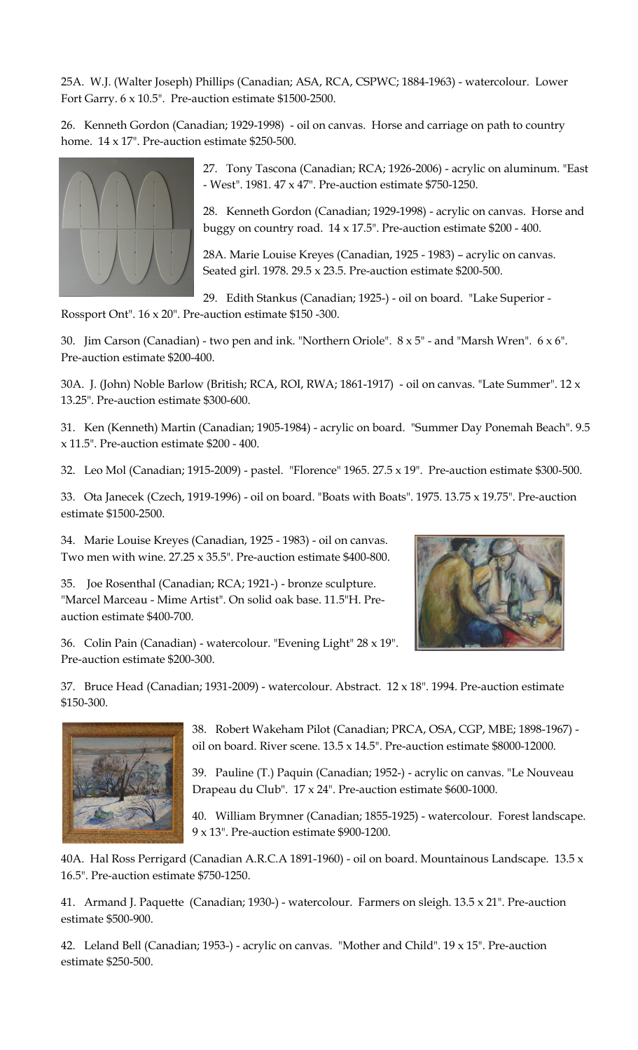25A. W.J. (Walter Joseph) Phillips (Canadian; ASA, RCA, CSPWC; 1884-1963) - watercolour. Lower Fort Garry. 6 x 10.5". Pre-auction estimate $1500-2500.

26. Kenneth Gordon (Canadian; 1929-1998) - oil on canvas. Horse and carriage on path to country home. 14 x 17". Pre-auction estimate $250-500.

27. Tony Tascona (Canadian; RCA; 1926-2006) - acrylic on aluminum. "East - West". 1981. 47 x 47". Pre-auction estimate $750-1250.

28. Kenneth Gordon (Canadian; 1929-1998) - acrylic on canvas. Horse and buggy on country road. 14 x 17.5". Pre-auction estimate $200 - 400.

28A. Marie Louise Kreyes (Canadian, 1925 - 1983) – acrylic on canvas. Seated girl. 1978. 29.5 x 23.5. Pre-auction estimate $200-500.

29. Edith Stankus (Canadian; 1925-) - oil on board. "Lake Superior - Rossport Ont". 16 x 20". Pre-auction estimate $150 -300.

30. Jim Carson (Canadian) - two pen and ink. "Northern Oriole". 8 x 5" - and "Marsh Wren". 6 x 6". Pre-auction estimate $200-400.

30A. J. (John) Noble Barlow (British; RCA, ROI, RWA; 1861-1917) - oil on canvas. "Late Summer". 12 x 13.25". Pre-auction estimate $300-600.

31. Ken (Kenneth) Martin (Canadian; 1905-1984) - acrylic on board. "Summer Day Ponemah Beach". 9.5 x 11.5". Pre-auction estimate $200 - 400.

32. Leo Mol (Canadian; 1915-2009) - pastel. "Florence" 1965. 27.5 x 19". Pre-auction estimate $300-500.

33. Ota Janecek (Czech, 1919-1996) - oil on board. "Boats with Boats". 1975. 13.75 x 19.75". Pre-auction estimate $1500-2500.

34. Marie Louise Kreyes (Canadian, 1925 - 1983) - oil on canvas. Two men with wine. 27.25 x 35.5". Pre-auction estimate $400-800.

35. Joe Rosenthal (Canadian; RCA; 1921-) - bronze sculpture. "Marcel Marceau - Mime Artist". On solid oak base. 11.5"H. Pre-auction estimate $400-700.

36. Colin Pain (Canadian) - watercolour. "Evening Light" 28 x 19". Pre-auction estimate $200-300.

37. Bruce Head (Canadian; 1931-2009) - watercolour. Abstract. 12 x 18". 1994. Pre-auction estimate $150-300.

38. Robert Wakeham Pilot (Canadian; PRCA, OSA, CGP, MBE; 1898-1967) - oil on board. River scene. 13.5 x 14.5". Pre-auction estimate $8000-12000.

39. Pauline (T.) Paquin (Canadian; 1952-) - acrylic on canvas. "Le Nouveau Drapeau du Club". 17 x 24". Pre-auction estimate $600-1000.

40. William Brymner (Canadian; 1855-1925) - watercolour. Forest landscape. 9 x 13". Pre-auction estimate $900-1200.

40A. Hal Ross Perrigard (Canadian A.R.C.A 1891-1960) - oil on board. Mountainous Landscape. 13.5 x 16.5". Pre-auction estimate $750-1250.

41. Armand J. Paquette (Canadian; 1930-) - watercolour. Farmers on sleigh. 13.5 x 21". Pre-auction estimate $500-900.

42. Leland Bell (Canadian; 1953-) - acrylic on canvas. "Mother and Child". 19 x 15". Pre-auction estimate $250-500.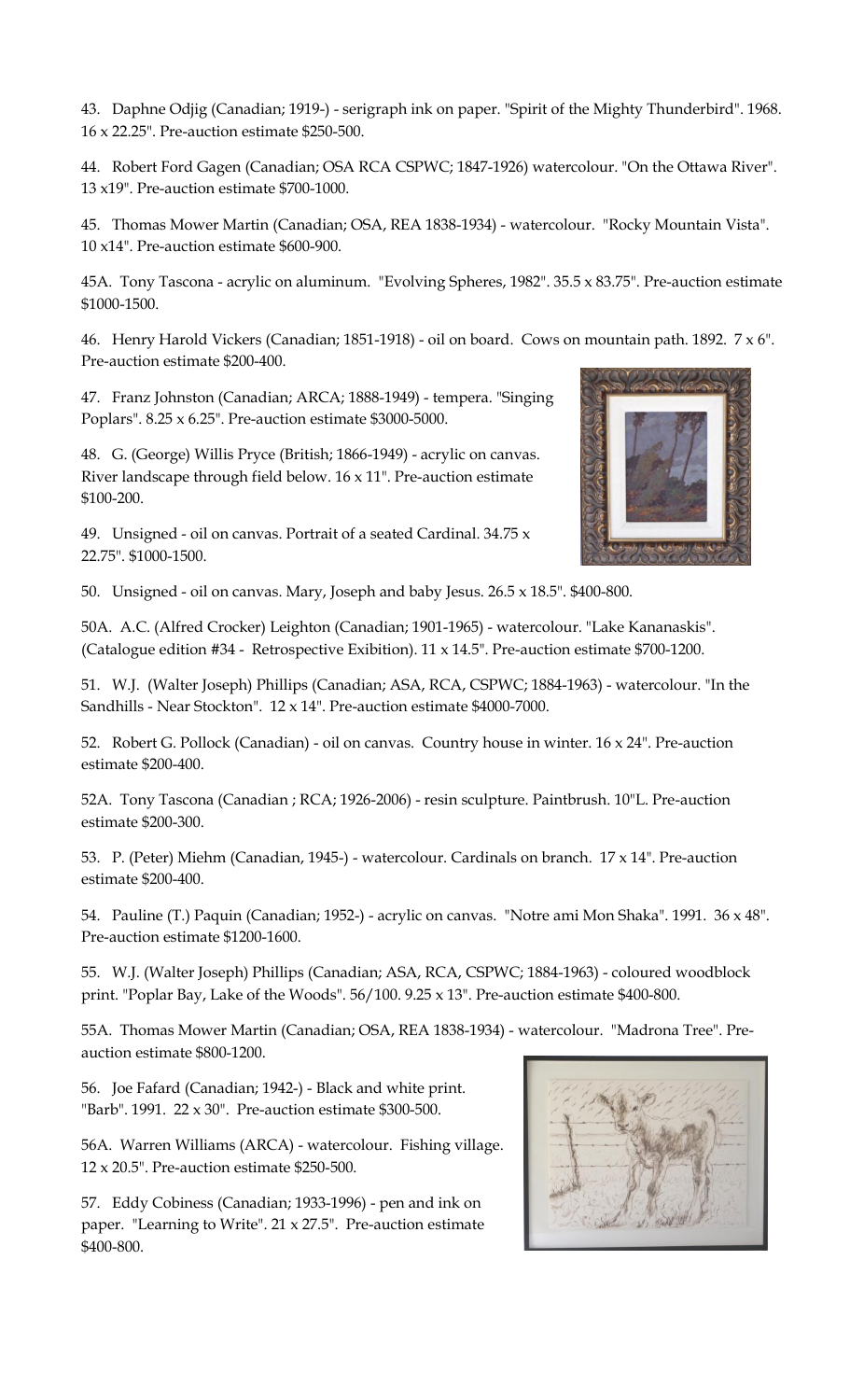43. Daphne Odjig (Canadian; 1919-) - serigraph ink on paper. "Spirit of the Mighty Thunderbird". 1968. 16 x 22.25". Pre-auction estimate $250-500.

44. Robert Ford Gagen (Canadian; OSA RCA CSPWC; 1847-1926) watercolour. "On the Ottawa River". 13 x19". Pre-auction estimate $700-1000.

45. Thomas Mower Martin (Canadian; OSA, REA 1838-1934) - watercolour. "Rocky Mountain Vista". 10 x14". Pre-auction estimate $600-900.

45A. Tony Tascona - acrylic on aluminum. "Evolving Spheres, 1982". 35.5 x 83.75". Pre-auction estimate $1000-1500.

46. Henry Harold Vickers (Canadian; 1851-1918) - oil on board. Cows on mountain path. 1892. 7 x 6". Pre-auction estimate $200-400.

47. Franz Johnston (Canadian; ARCA; 1888-1949) - tempera. "Singing Poplars". 8.25 x 6.25". Pre-auction estimate $3000-5000.

48. G. (George) Willis Pryce (British; 1866-1949) - acrylic on canvas. River landscape through field below. 16 x 11". Pre-auction estimate $100-200.

49. Unsigned - oil on canvas. Portrait of a seated Cardinal. 34.75 x 22.75". $1000-1500.

50. Unsigned - oil on canvas. Mary, Joseph and baby Jesus. 26.5 x 18.5". $400-800.

50A. A.C. (Alfred Crocker) Leighton (Canadian; 1901-1965) - watercolour. "Lake Kananaskis". (Catalogue edition #34 - Retrospective Exibition). 11 x 14.5". Pre-auction estimate $700-1200.

51. W.J. (Walter Joseph) Phillips (Canadian; ASA, RCA, CSPWC; 1884-1963) - watercolour. "In the Sandhills - Near Stockton". 12 x 14". Pre-auction estimate $4000-7000.

52. Robert G. Pollock (Canadian) - oil on canvas. Country house in winter. 16 x 24". Pre-auction estimate $200-400.

52A. Tony Tascona (Canadian ; RCA; 1926-2006) - resin sculpture. Paintbrush. 10"L. Pre-auction estimate $200-300.

53. P. (Peter) Miehm (Canadian, 1945-) - watercolour. Cardinals on branch. 17 x 14". Pre-auction estimate $200-400.

54. Pauline (T.) Paquin (Canadian; 1952-) - acrylic on canvas. "Notre ami Mon Shaka". 1991. 36 x 48". Pre-auction estimate $1200-1600.

55. W.J. (Walter Joseph) Phillips (Canadian; ASA, RCA, CSPWC; 1884-1963) - coloured woodblock print. "Poplar Bay, Lake of the Woods". 56/100. 9.25 x 13". Pre-auction estimate $400-800.

55A. Thomas Mower Martin (Canadian; OSA, REA 1838-1934) - watercolour. "Madrona Tree". Pre-auction estimate $800-1200.

56. Joe Fafard (Canadian; 1942-) - Black and white print. "Barb". 1991. 22 x 30". Pre-auction estimate $300-500.

56A. Warren Williams (ARCA) - watercolour. Fishing village. 12 x 20.5". Pre-auction estimate $250-500.

57. Eddy Cobiness (Canadian; 1933-1996) - pen and ink on paper. "Learning to Write". 21 x 27.5". Pre-auction estimate $400-800.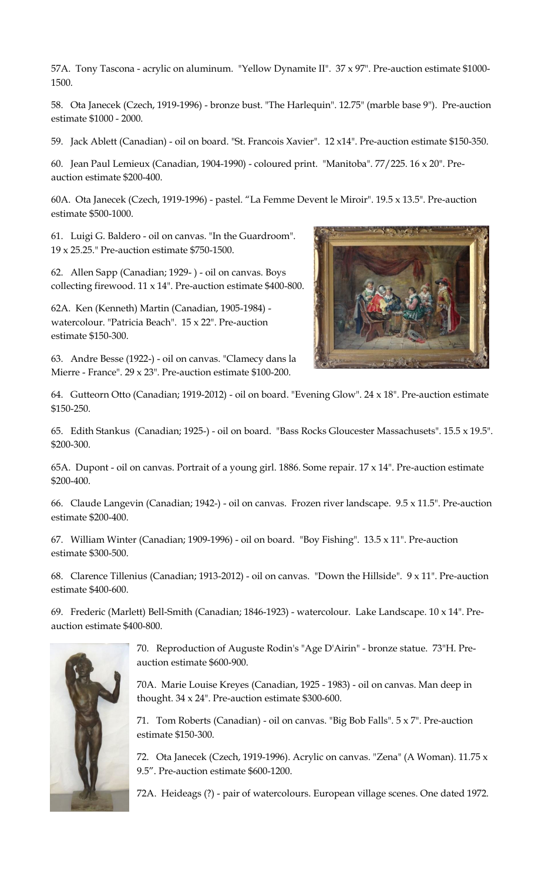57A. Tony Tascona - acrylic on aluminum. "Yellow Dynamite II". 37 x 97". Pre-auction estimate $1000-1500.

58. Ota Janecek (Czech, 1919-1996) - bronze bust. "The Harlequin". 12.75" (marble base 9"). Pre-auction estimate $1000 - 2000.

59. Jack Ablett (Canadian) - oil on board. "St. Francois Xavier". 12 x14". Pre-auction estimate $150-350.

60. Jean Paul Lemieux (Canadian, 1904-1990) - coloured print. "Manitoba". 77/225. 16 x 20". Pre-auction estimate $200-400.

60A. Ota Janecek (Czech, 1919-1996) - pastel. "La Femme Devent le Miroir". 19.5 x 13.5". Pre-auction estimate $500-1000.

61. Luigi G. Baldero - oil on canvas. "In the Guardroom". 19 x 25.25." Pre-auction estimate $750-1500.

62. Allen Sapp (Canadian; 1929- ) - oil on canvas. Boys collecting firewood. 11 x 14". Pre-auction estimate $400-800.

62A. Ken (Kenneth) Martin (Canadian, 1905-1984) - watercolour. "Patricia Beach". 15 x 22". Pre-auction estimate $150-300.

63. Andre Besse (1922-) - oil on canvas. "Clamecy dans la Mierre - France". 29 x 23". Pre-auction estimate $100-200.

64. Gutteorn Otto (Canadian; 1919-2012) - oil on board. "Evening Glow". 24 x 18". Pre-auction estimate $150-250.

65. Edith Stankus (Canadian; 1925-) - oil on board. "Bass Rocks Gloucester Massachusets". 15.5 x 19.5". $200-300.

65A. Dupont - oil on canvas. Portrait of a young girl. 1886. Some repair. 17 x 14". Pre-auction estimate $200-400.

66. Claude Langevin (Canadian; 1942-) - oil on canvas. Frozen river landscape. 9.5 x 11.5". Pre-auction estimate $200-400.

67. William Winter (Canadian; 1909-1996) - oil on board. "Boy Fishing". 13.5 x 11". Pre-auction estimate $300-500.

68. Clarence Tillenius (Canadian; 1913-2012) - oil on canvas. "Down the Hillside". 9 x 11". Pre-auction estimate $400-600.

69. Frederic (Marlett) Bell-Smith (Canadian; 1846-1923) - watercolour. Lake Landscape. 10 x 14". Pre-auction estimate $400-800.

70. Reproduction of Auguste Rodin's "Age D'Airin" - bronze statue. 73"H. Pre-auction estimate $600-900.

70A. Marie Louise Kreyes (Canadian, 1925 - 1983) - oil on canvas. Man deep in thought. 34 x 24". Pre-auction estimate $300-600.

71. Tom Roberts (Canadian) - oil on canvas. "Big Bob Falls". 5 x 7". Pre-auction estimate $150-300.

72. Ota Janecek (Czech, 1919-1996). Acrylic on canvas. "Zena" (A Woman). 11.75 x 9.5". Pre-auction estimate $600-1200.

72A. Heideags (?) - pair of watercolours. European village scenes. One dated 1972.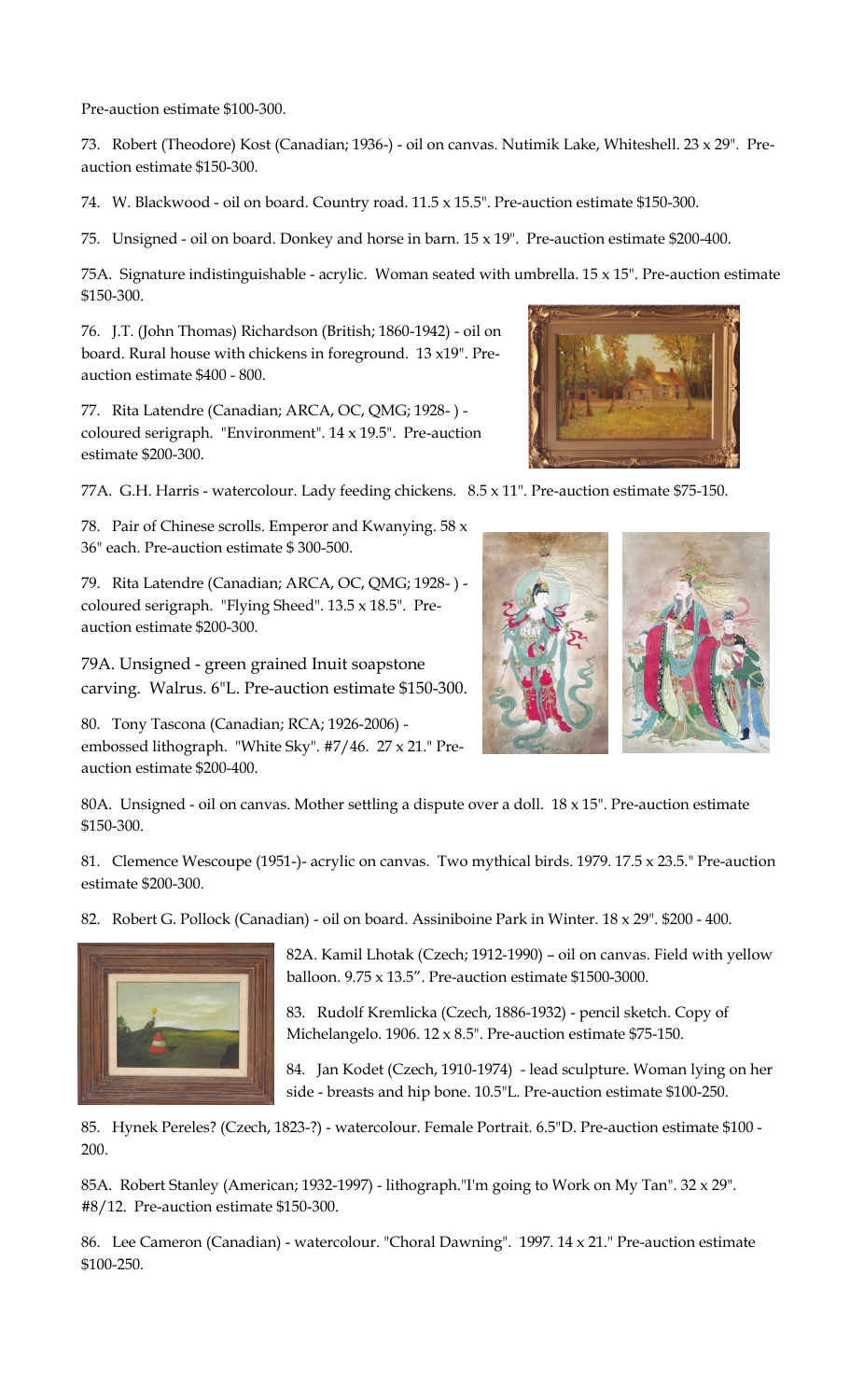Pre-auction estimate $100-300.

73. Robert (Theodore) Kost (Canadian; 1936-) - oil on canvas. Nutimik Lake, Whiteshell. 23 x 29". Pre-auction estimate $150-300.

74. W. Blackwood - oil on board. Country road. 11.5 x 15.5". Pre-auction estimate $150-300.

75. Unsigned - oil on board. Donkey and horse in barn. 15 x 19". Pre-auction estimate $200-400.

75A. Signature indistinguishable - acrylic. Woman seated with umbrella. 15 x 15". Pre-auction estimate $150-300.

76. J.T. (John Thomas) Richardson (British; 1860-1942) - oil on board. Rural house with chickens in foreground. 13 x19". Pre-auction estimate $400 - 800.

77. Rita Latendre (Canadian; ARCA, OC, QMG; 1928- ) - coloured serigraph. "Environment". 14 x 19.5". Pre-auction estimate $200-300.

77A. G.H. Harris - watercolour. Lady feeding chickens. 8.5 x 11". Pre-auction estimate $75-150.

78. Pair of Chinese scrolls. Emperor and Kwanying. 58 x 36" each. Pre-auction estimate $ 300-500.

79. Rita Latendre (Canadian; ARCA, OC, QMG; 1928- ) - coloured serigraph. "Flying Sheed". 13.5 x 18.5". Pre-auction estimate $200-300.

79A. Unsigned - green grained Inuit soapstone carving. Walrus. 6"L. Pre-auction estimate $150-300.

80. Tony Tascona (Canadian; RCA; 1926-2006) - embossed lithograph. "White Sky". #7/46. 27 x 21." Pre-auction estimate $200-400.

80A. Unsigned - oil on canvas. Mother settling a dispute over a doll. 18 x 15". Pre-auction estimate $150-300.

81. Clemence Wescoupe (1951-)- acrylic on canvas. Two mythical birds. 1979. 17.5 x 23.5." Pre-auction estimate $200-300.

82. Robert G. Pollock (Canadian) - oil on board. Assiniboine Park in Winter. 18 x 29". $200 - 400.

82A. Kamil Lhotak (Czech; 1912-1990) – oil on canvas. Field with yellow balloon. 9.75 x 13.5". Pre-auction estimate $1500-3000.

83. Rudolf Kremlicka (Czech, 1886-1932) - pencil sketch. Copy of Michelangelo. 1906. 12 x 8.5". Pre-auction estimate $75-150.

84. Jan Kodet (Czech, 1910-1974) - lead sculpture. Woman lying on her side - breasts and hip bone. 10.5"L. Pre-auction estimate $100-250.

85. Hynek Pereles? (Czech, 1823-?) - watercolour. Female Portrait. 6.5"D. Pre-auction estimate $100 - 200.

85A. Robert Stanley (American; 1932-1997) - lithograph."I'm going to Work on My Tan". 32 x 29". #8/12. Pre-auction estimate $150-300.

86. Lee Cameron (Canadian) - watercolour. "Choral Dawning". 1997. 14 x 21." Pre-auction estimate $100-250.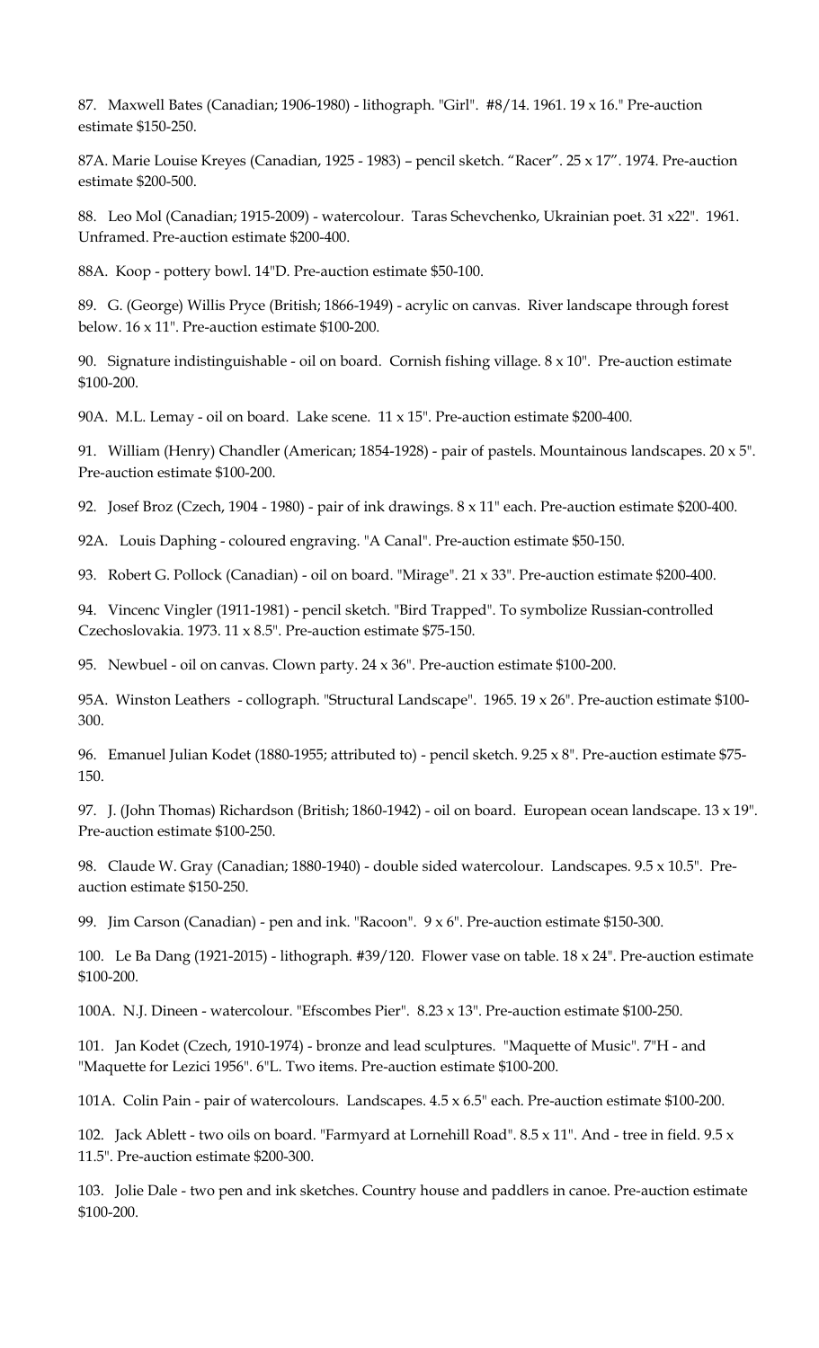87. Maxwell Bates (Canadian; 1906-1980) - lithograph. "Girl". #8/14. 1961. 19 x 16." Pre-auction estimate $150-250.

87A. Marie Louise Kreyes (Canadian, 1925 - 1983) – pencil sketch. "Racer". 25 x 17". 1974. Pre-auction estimate $200-500.

88. Leo Mol (Canadian; 1915-2009) - watercolour. Taras Schevchenko, Ukrainian poet. 31 x22". 1961. Unframed. Pre-auction estimate $200-400.

88A. Koop - pottery bowl. 14"D. Pre-auction estimate $50-100.

89. G. (George) Willis Pryce (British; 1866-1949) - acrylic on canvas. River landscape through forest below. 16 x 11". Pre-auction estimate $100-200.

90. Signature indistinguishable - oil on board. Cornish fishing village. 8 x 10". Pre-auction estimate $100-200.

90A. M.L. Lemay - oil on board. Lake scene. 11 x 15". Pre-auction estimate $200-400.

91. William (Henry) Chandler (American; 1854-1928) - pair of pastels. Mountainous landscapes. 20 x 5". Pre-auction estimate $100-200.

92. Josef Broz (Czech, 1904 - 1980) - pair of ink drawings. 8 x 11" each. Pre-auction estimate $200-400.

92A. Louis Daphing - coloured engraving. "A Canal". Pre-auction estimate $50-150.

93. Robert G. Pollock (Canadian) - oil on board. "Mirage". 21 x 33". Pre-auction estimate $200-400.

94. Vincenc Vingler (1911-1981) - pencil sketch. "Bird Trapped". To symbolize Russian-controlled Czechoslovakia. 1973. 11 x 8.5". Pre-auction estimate $75-150.

95. Newbuel - oil on canvas. Clown party. 24 x 36". Pre-auction estimate $100-200.

95A. Winston Leathers - collograph. "Structural Landscape". 1965. 19 x 26". Pre-auction estimate $100-300.

96. Emanuel Julian Kodet (1880-1955; attributed to) - pencil sketch. 9.25 x 8". Pre-auction estimate $75-150.

97. J. (John Thomas) Richardson (British; 1860-1942) - oil on board. European ocean landscape. 13 x 19". Pre-auction estimate $100-250.

98. Claude W. Gray (Canadian; 1880-1940) - double sided watercolour. Landscapes. 9.5 x 10.5". Pre-auction estimate $150-250.

99. Jim Carson (Canadian) - pen and ink. "Racoon". 9 x 6". Pre-auction estimate $150-300.

100. Le Ba Dang (1921-2015) - lithograph. #39/120. Flower vase on table. 18 x 24". Pre-auction estimate $100-200.

100A. N.J. Dineen - watercolour. "Efscombes Pier". 8.23 x 13". Pre-auction estimate $100-250.

101. Jan Kodet (Czech, 1910-1974) - bronze and lead sculptures. "Maquette of Music". 7"H - and "Maquette for Lezici 1956". 6"L. Two items. Pre-auction estimate $100-200.

101A. Colin Pain - pair of watercolours. Landscapes. 4.5 x 6.5" each. Pre-auction estimate $100-200.

102. Jack Ablett - two oils on board. "Farmyard at Lornehill Road". 8.5 x 11". And - tree in field. 9.5 x 11.5". Pre-auction estimate $200-300.

103. Jolie Dale - two pen and ink sketches. Country house and paddlers in canoe. Pre-auction estimate $100-200.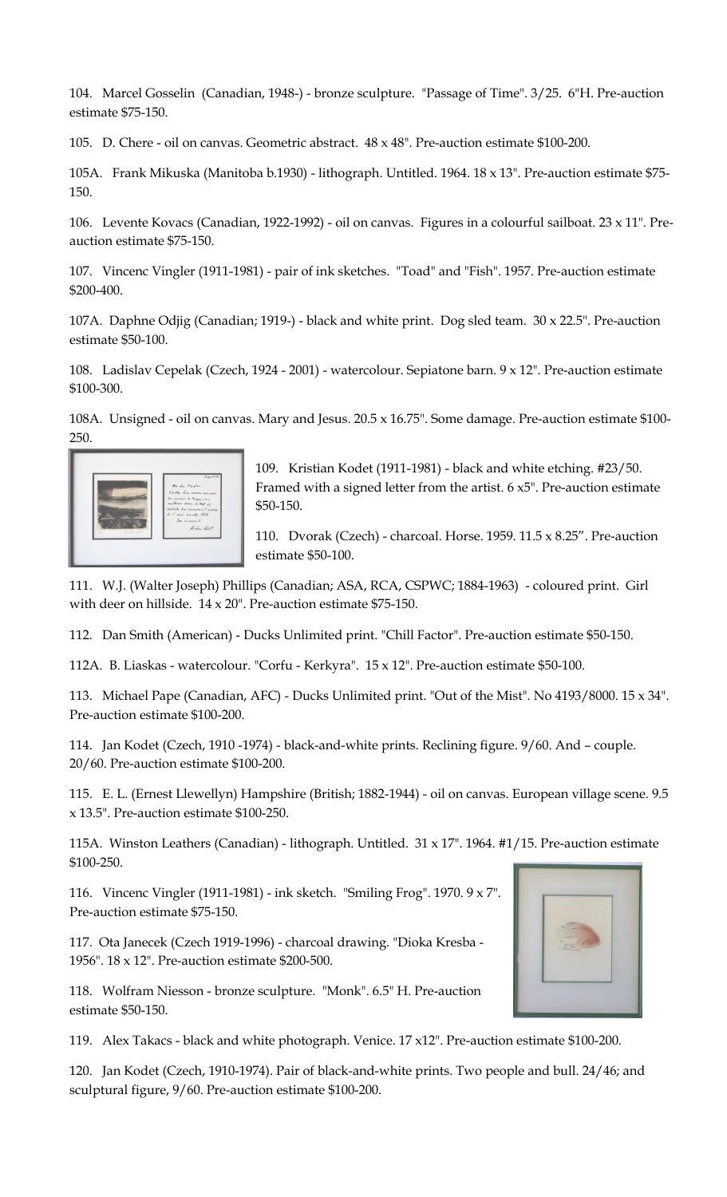104. Marcel Gosselin (Canadian, 1948-) - bronze sculpture. "Passage of Time". 3/25. 6"H. Pre-auction estimate $75-150.

105. D. Chere - oil on canvas. Geometric abstract. 48 x 48". Pre-auction estimate $100-200.

105A. Frank Mikuska (Manitoba b.1930) - lithograph. Untitled. 1964. 18 x 13". Pre-auction estimate $75-150.

106. Levente Kovacs (Canadian, 1922-1992) - oil on canvas. Figures in a colourful sailboat. 23 x 11". Pre-auction estimate $75-150.

107. Vincenc Vingler (1911-1981) - pair of ink sketches. "Toad" and "Fish". 1957. Pre-auction estimate $200-400.

107A. Daphne Odjig (Canadian; 1919-) - black and white print. Dog sled team. 30 x 22.5". Pre-auction estimate $50-100.

108. Ladislav Cepelak (Czech, 1924 - 2001) - watercolour. Sepiatone barn. 9 x 12". Pre-auction estimate $100-300.

108A. Unsigned - oil on canvas. Mary and Jesus. 20.5 x 16.75". Some damage. Pre-auction estimate $100-250.

109. Kristian Kodet (1911-1981) - black and white etching. #23/50. Framed with a signed letter from the artist. 6 x5". Pre-auction estimate $50-150.

110. Dvorak (Czech) - charcoal. Horse. 1959. 11.5 x 8.25". Pre-auction estimate $50-100.

111. W.J. (Walter Joseph) Phillips (Canadian; ASA, RCA, CSPWC; 1884-1963) - coloured print. Girl with deer on hillside. 14 x 20". Pre-auction estimate $75-150.

112. Dan Smith (American) - Ducks Unlimited print. "Chill Factor". Pre-auction estimate $50-150.

112A. B. Liaskas - watercolour. "Corfu - Kerkyra". 15 x 12". Pre-auction estimate $50-100.

113. Michael Pape (Canadian, AFC) - Ducks Unlimited print. "Out of the Mist". No 4193/8000. 15 x 34". Pre-auction estimate $100-200.

114. Jan Kodet (Czech, 1910 -1974) - black-and-white prints. Reclining figure. 9/60. And – couple. 20/60. Pre-auction estimate $100-200.

115. E. L. (Ernest Llewellyn) Hampshire (British; 1882-1944) - oil on canvas. European village scene. 9.5 x 13.5". Pre-auction estimate $100-250.

115A. Winston Leathers (Canadian) - lithograph. Untitled. 31 x 17". 1964. #1/15. Pre-auction estimate $100-250.

116. Vincenc Vingler (1911-1981) - ink sketch. "Smiling Frog". 1970. 9 x 7". Pre-auction estimate $75-150.

117. Ota Janecek (Czech 1919-1996) - charcoal drawing. "Dioka Kresba - 1956". 18 x 12". Pre-auction estimate $200-500.

118. Wolfram Niesson - bronze sculpture. "Monk". 6.5" H. Pre-auction estimate $50-150.

119. Alex Takacs - black and white photograph. Venice. 17 x12". Pre-auction estimate $100-200.

120. Jan Kodet (Czech, 1910-1974). Pair of black-and-white prints. Two people and bull. 24/46; and sculptural figure, 9/60. Pre-auction estimate $100-200.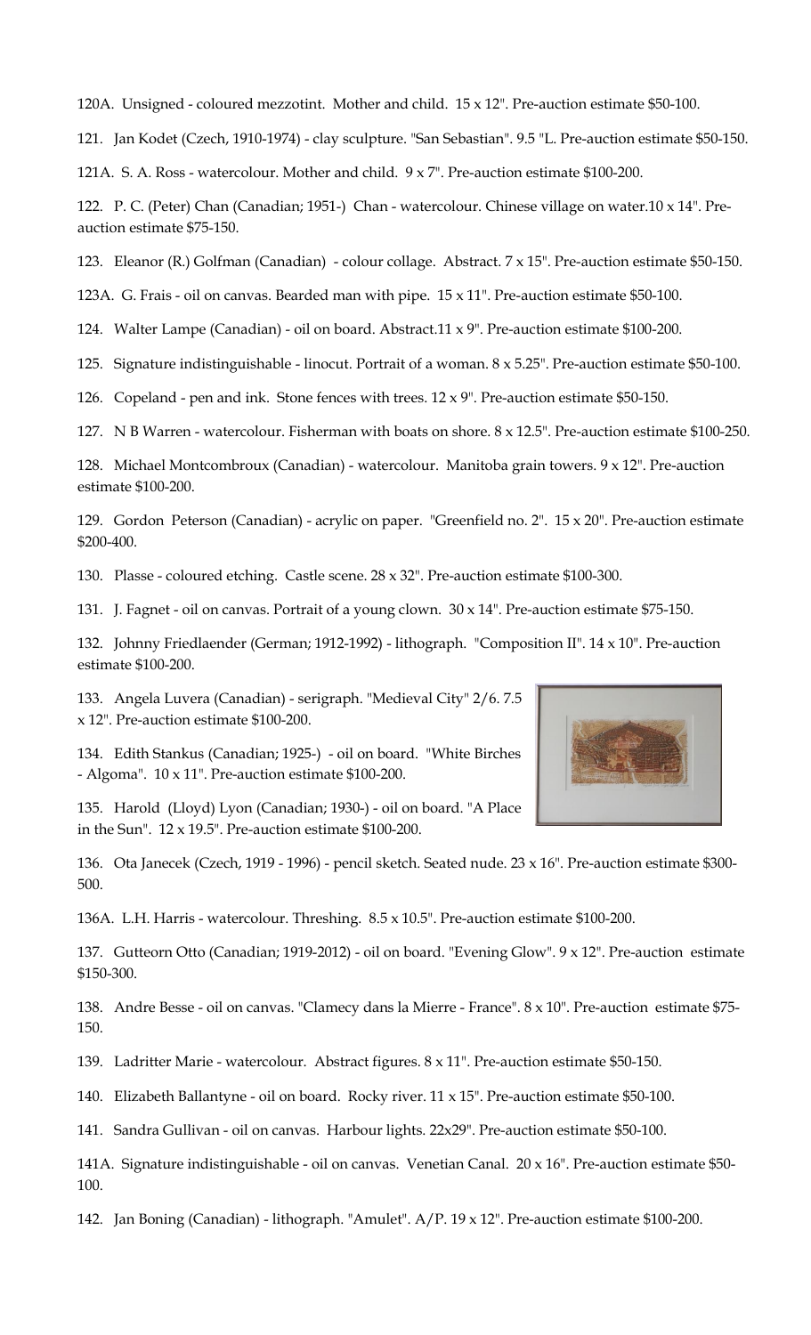120A. Unsigned - coloured mezzotint. Mother and child. 15 x 12". Pre-auction estimate $50-100.

121. Jan Kodet (Czech, 1910-1974) - clay sculpture. "San Sebastian". 9.5 "L. Pre-auction estimate $50-150.

121A. S. A. Ross - watercolour. Mother and child. 9 x 7". Pre-auction estimate $100-200.

122. P. C. (Peter) Chan (Canadian; 1951-) Chan - watercolour. Chinese village on water.10 x 14". Pre-auction estimate $75-150.

123. Eleanor (R.) Golfman (Canadian) - colour collage. Abstract. 7 x 15". Pre-auction estimate $50-150.

123A. G. Frais - oil on canvas. Bearded man with pipe. 15 x 11". Pre-auction estimate $50-100.

124. Walter Lampe (Canadian) - oil on board. Abstract.11 x 9". Pre-auction estimate $100-200.

125. Signature indistinguishable - linocut. Portrait of a woman. 8 x 5.25". Pre-auction estimate $50-100.

126. Copeland - pen and ink. Stone fences with trees. 12 x 9". Pre-auction estimate $50-150.

127. N B Warren - watercolour. Fisherman with boats on shore. 8 x 12.5". Pre-auction estimate $100-250.

128. Michael Montcombroux (Canadian) - watercolour. Manitoba grain towers. 9 x 12". Pre-auction estimate $100-200.

129. Gordon Peterson (Canadian) - acrylic on paper. "Greenfield no. 2". 15 x 20". Pre-auction estimate $200-400.

130. Plasse - coloured etching. Castle scene. 28 x 32". Pre-auction estimate $100-300.

131. J. Fagnet - oil on canvas. Portrait of a young clown. 30 x 14". Pre-auction estimate $75-150.

132. Johnny Friedlaender (German; 1912-1992) - lithograph. "Composition II". 14 x 10". Pre-auction estimate $100-200.

133. Angela Luvera (Canadian) - serigraph. "Medieval City" 2/6. 7.5 x 12". Pre-auction estimate $100-200.

134. Edith Stankus (Canadian; 1925-) - oil on board. "White Birches - Algoma". 10 x 11". Pre-auction estimate $100-200.

135. Harold (Lloyd) Lyon (Canadian; 1930-) - oil on board. "A Place in the Sun". 12 x 19.5". Pre-auction estimate $100-200.

136. Ota Janecek (Czech, 1919 - 1996) - pencil sketch. Seated nude. 23 x 16". Pre-auction estimate $300-500.

136A. L.H. Harris - watercolour. Threshing. 8.5 x 10.5". Pre-auction estimate $100-200.

137. Gutteorn Otto (Canadian; 1919-2012) - oil on board. "Evening Glow". 9 x 12". Pre-auction estimate $150-300.

138. Andre Besse - oil on canvas. "Clamecy dans la Mierre - France". 8 x 10". Pre-auction estimate $75-150.

139. Ladritter Marie - watercolour. Abstract figures. 8 x 11". Pre-auction estimate $50-150.

140. Elizabeth Ballantyne - oil on board. Rocky river. 11 x 15". Pre-auction estimate $50-100.

141. Sandra Gullivan - oil on canvas. Harbour lights. 22x29". Pre-auction estimate $50-100.

141A. Signature indistinguishable - oil on canvas. Venetian Canal. 20 x 16". Pre-auction estimate $50-100.

142. Jan Boning (Canadian) - lithograph. "Amulet". A/P. 19 x 12". Pre-auction estimate $100-200.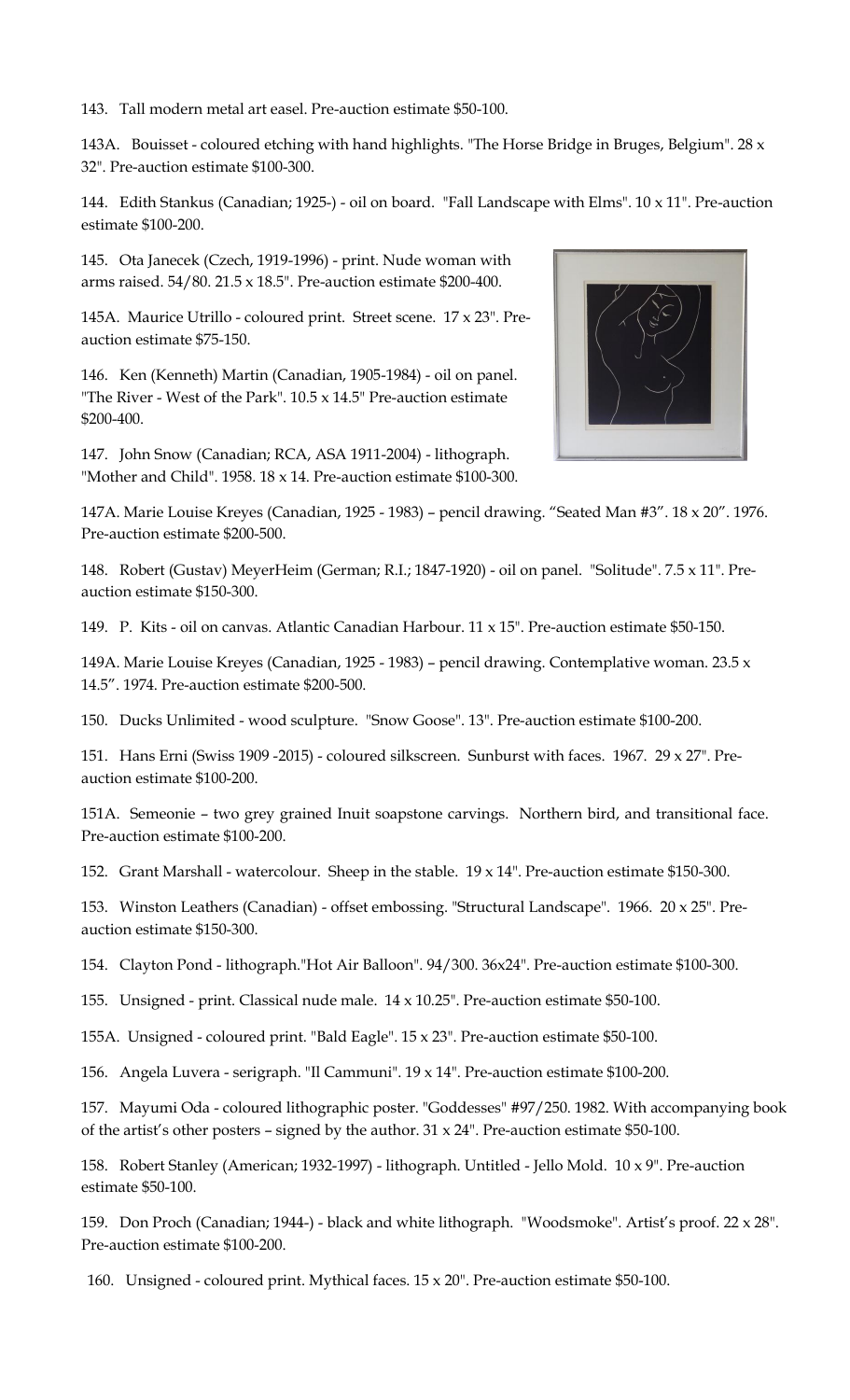143. Tall modern metal art easel. Pre-auction estimate $50-100.

143A. Bouisset - coloured etching with hand highlights. "The Horse Bridge in Bruges, Belgium". 28 x 32". Pre-auction estimate $100-300.

144. Edith Stankus (Canadian; 1925-) - oil on board. "Fall Landscape with Elms". 10 x 11". Pre-auction estimate $100-200.

145. Ota Janecek (Czech, 1919-1996) - print. Nude woman with arms raised. 54/80. 21.5 x 18.5". Pre-auction estimate $200-400.

145A. Maurice Utrillo - coloured print. Street scene. 17 x 23". Pre-auction estimate $75-150.

146. Ken (Kenneth) Martin (Canadian, 1905-1984) - oil on panel. "The River - West of the Park". 10.5 x 14.5" Pre-auction estimate $200-400.

147. John Snow (Canadian; RCA, ASA 1911-2004) - lithograph. "Mother and Child". 1958. 18 x 14. Pre-auction estimate $100-300.

147A. Marie Louise Kreyes (Canadian, 1925 - 1983) – pencil drawing. "Seated Man #3". 18 x 20". 1976. Pre-auction estimate $200-500.

148. Robert (Gustav) MeyerHeim (German; R.I.; 1847-1920) - oil on panel. "Solitude". 7.5 x 11". Pre-auction estimate $150-300.

149. P. Kits - oil on canvas. Atlantic Canadian Harbour. 11 x 15". Pre-auction estimate $50-150.

149A. Marie Louise Kreyes (Canadian, 1925 - 1983) – pencil drawing. Contemplative woman. 23.5 x 14.5". 1974. Pre-auction estimate $200-500.

150. Ducks Unlimited - wood sculpture. "Snow Goose". 13". Pre-auction estimate $100-200.

151. Hans Erni (Swiss 1909 -2015) - coloured silkscreen. Sunburst with faces. 1967. 29 x 27". Pre-auction estimate $100-200.

151A. Semeonie – two grey grained Inuit soapstone carvings. Northern bird, and transitional face. Pre-auction estimate $100-200.

152. Grant Marshall - watercolour. Sheep in the stable. 19 x 14". Pre-auction estimate $150-300.

153. Winston Leathers (Canadian) - offset embossing. "Structural Landscape". 1966. 20 x 25". Pre-auction estimate $150-300.

154. Clayton Pond - lithograph."Hot Air Balloon". 94/300. 36x24". Pre-auction estimate $100-300.

155. Unsigned - print. Classical nude male. 14 x 10.25". Pre-auction estimate $50-100.

155A. Unsigned - coloured print. "Bald Eagle". 15 x 23". Pre-auction estimate $50-100.

156. Angela Luvera - serigraph. "Il Cammuni". 19 x 14". Pre-auction estimate $100-200.

157. Mayumi Oda - coloured lithographic poster. "Goddesses" #97/250. 1982. With accompanying book of the artist's other posters – signed by the author. 31 x 24". Pre-auction estimate $50-100.

158. Robert Stanley (American; 1932-1997) - lithograph. Untitled - Jello Mold. 10 x 9". Pre-auction estimate $50-100.

159. Don Proch (Canadian; 1944-) - black and white lithograph. "Woodsmoke". Artist's proof. 22 x 28". Pre-auction estimate $100-200.

160. Unsigned - coloured print. Mythical faces. 15 x 20". Pre-auction estimate $50-100.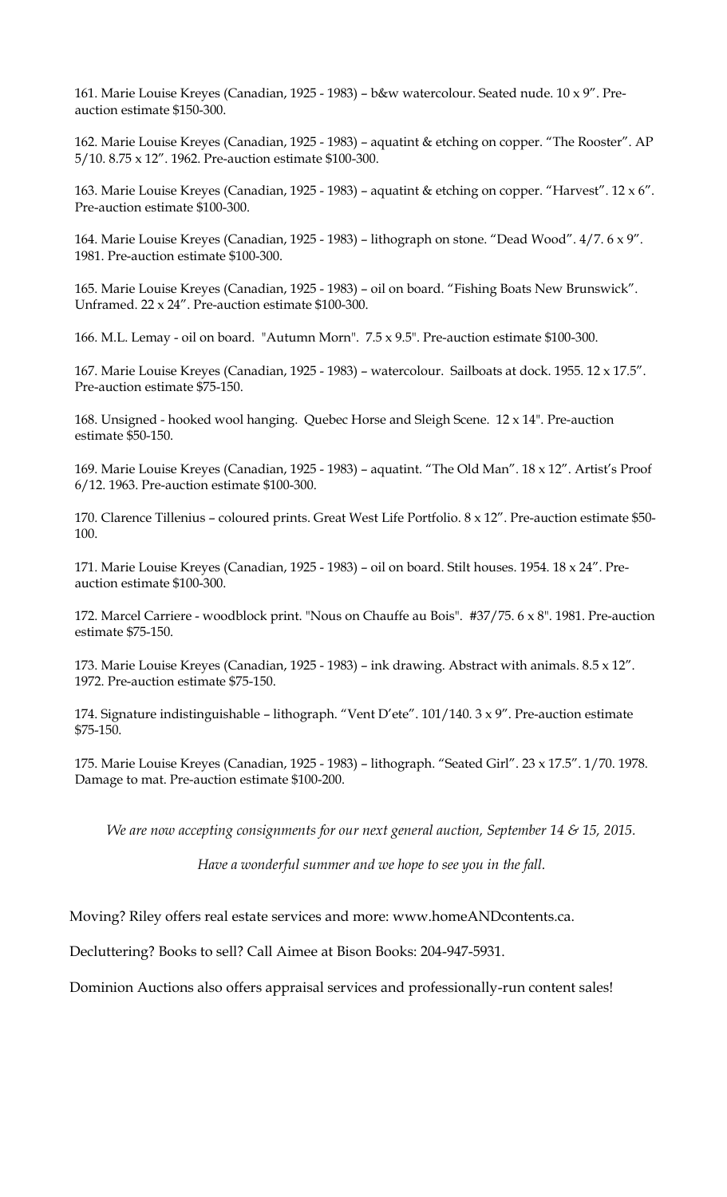161. Marie Louise Kreyes (Canadian, 1925 - 1983) – b&w watercolour. Seated nude. 10 x 9". Pre-auction estimate $150-300.

162. Marie Louise Kreyes (Canadian, 1925 - 1983) – aquatint & etching on copper. "The Rooster". AP 5/10. 8.75 x 12". 1962. Pre-auction estimate $100-300.

163. Marie Louise Kreyes (Canadian, 1925 - 1983) – aquatint & etching on copper. "Harvest". 12 x 6". Pre-auction estimate $100-300.

164. Marie Louise Kreyes (Canadian, 1925 - 1983) – lithograph on stone. "Dead Wood". 4/7. 6 x 9". 1981. Pre-auction estimate $100-300.

165. Marie Louise Kreyes (Canadian, 1925 - 1983) – oil on board. "Fishing Boats New Brunswick". Unframed. 22 x 24". Pre-auction estimate $100-300.

166. M.L. Lemay - oil on board. "Autumn Morn". 7.5 x 9.5". Pre-auction estimate $100-300.

167. Marie Louise Kreyes (Canadian, 1925 - 1983) – watercolour. Sailboats at dock. 1955. 12 x 17.5". Pre-auction estimate $75-150.

168. Unsigned - hooked wool hanging. Quebec Horse and Sleigh Scene. 12 x 14". Pre-auction estimate $50-150.

169. Marie Louise Kreyes (Canadian, 1925 - 1983) – aquatint. "The Old Man". 18 x 12". Artist's Proof 6/12. 1963. Pre-auction estimate $100-300.

170. Clarence Tillenius – coloured prints. Great West Life Portfolio. 8 x 12". Pre-auction estimate $50-100.

171. Marie Louise Kreyes (Canadian, 1925 - 1983) – oil on board. Stilt houses. 1954. 18 x 24". Pre-auction estimate $100-300.

172. Marcel Carriere - woodblock print. "Nous on Chauffe au Bois". #37/75. 6 x 8". 1981. Pre-auction estimate $75-150.

173. Marie Louise Kreyes (Canadian, 1925 - 1983) – ink drawing. Abstract with animals. 8.5 x 12". 1972. Pre-auction estimate $75-150.

174. Signature indistinguishable – lithograph. "Vent D'ete". 101/140. 3 x 9". Pre-auction estimate $75-150.

175. Marie Louise Kreyes (Canadian, 1925 - 1983) – lithograph. "Seated Girl". 23 x 17.5". 1/70. 1978. Damage to mat. Pre-auction estimate $100-200.

*We are now accepting consignments for our next general auction, September 14 & 15, 2015.*

*Have a wonderful summer and we hope to see you in the fall.*

Moving? Riley offers real estate services and more: www.homeANDcontents.ca.

Decluttering? Books to sell? Call Aimee at Bison Books: 204-947-5931.

Dominion Auctions also offers appraisal services and professionally-run content sales!